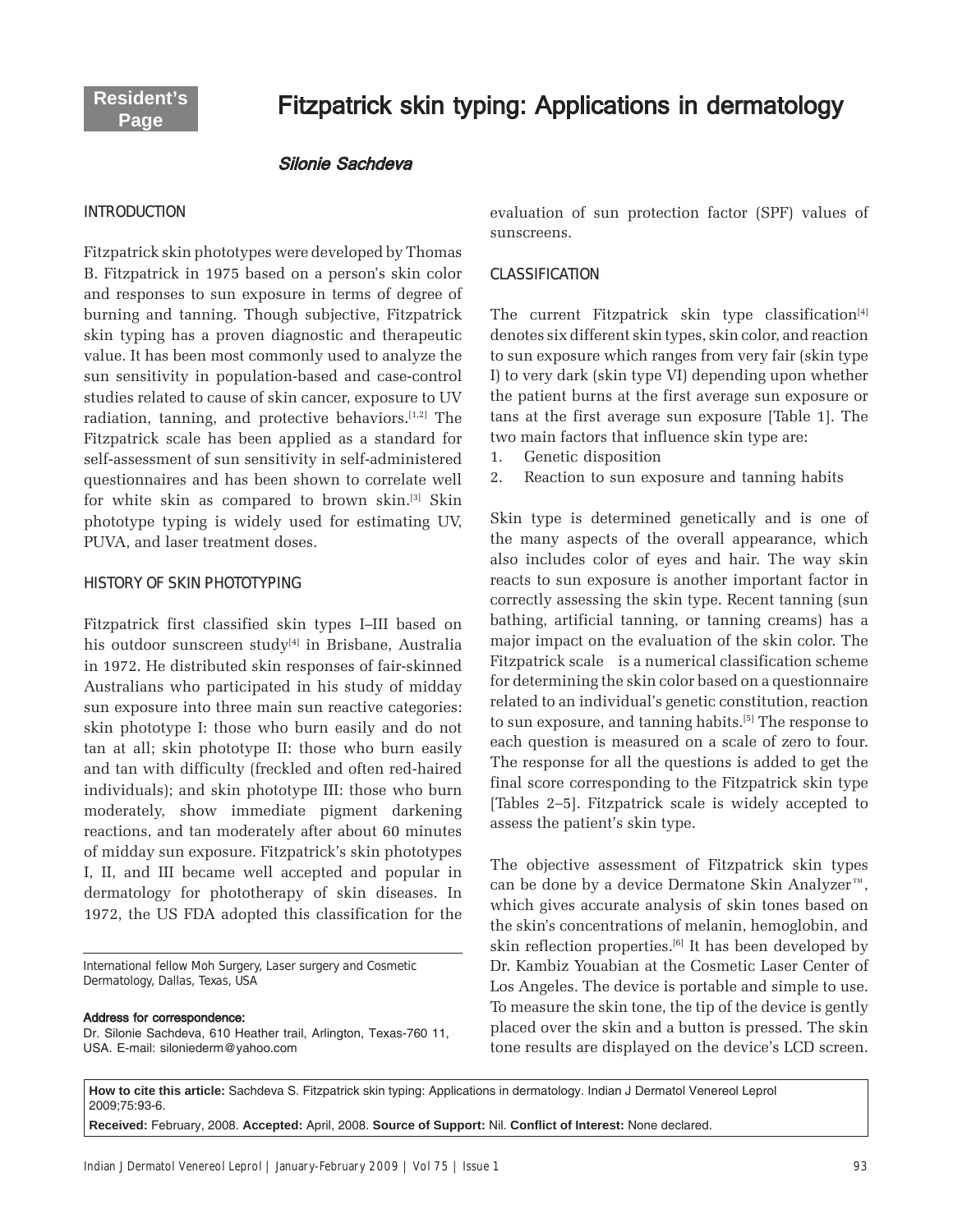Resident's Page

# Fitzpatrick skin typing: Applications in dermatology

*Silonie Sachdeva*

## INTRODUCTION

Fitzpatrick skin phototypes were developed by Thomas B. Fitzpatrick in 1975 based on a person's skin color and responses to sun exposure in terms of degree of burning and tanning. Though subjective, Fitzpatrick skin typing has a proven diagnostic and therapeutic value. It has been most commonly used to analyze the sun sensitivity in population-based and case-control studies related to cause of skin cancer, exposure to UV radiation, tanning, and protective behaviors.[1,2] The Fitzpatrick scale has been applied as a standard for self-assessment of sun sensitivity in self-administered questionnaires and has been shown to correlate well for white skin as compared to brown skin.[3] Skin phototype typing is widely used for estimating UV, PUVA, and laser treatment doses.

## HISTORY OF SKIN PHOTOTYPING

Fitzpatrick first classified skin types I–III based on his outdoor sunscreen study[4] in Brisbane, Australia in 1972. He distributed skin responses of fair-skinned Australians who participated in his study of midday sun exposure into three main sun reactive categories: skin phototype I: those who burn easily and do not tan at all; skin phototype II: those who burn easily and tan with difficulty (freckled and often red-haired individuals); and skin phototype III: those who burn moderately, show immediate pigment darkening reactions, and tan moderately after about 60 minutes of midday sun exposure. Fitzpatrick's skin phototypes I, II, and III became well accepted and popular in dermatology for phototherapy of skin diseases. In 1972, the US FDA adopted this classification for the evaluation of sun protection factor (SPF) values of sunscreens.

## CLASSIFICATION

The current Fitzpatrick skin type classification[4] denotes six different skin types, skin color, and reaction to sun exposure which ranges from very fair (skin type I) to very dark (skin type VI) depending upon whether the patient burns at the first average sun exposure or tans at the first average sun exposure [Table 1]. The two main factors that influence skin type are:

1. Genetic disposition
2. Reaction to sun exposure and tanning habits

Skin type is determined genetically and is one of the many aspects of the overall appearance, which also includes color of eyes and hair. The way skin reacts to sun exposure is another important factor in correctly assessing the skin type. Recent tanning (sun bathing, artificial tanning, or tanning creams) has a major impact on the evaluation of the skin color. The Fitzpatrick scale is a numerical classification scheme for determining the skin color based on a questionnaire related to an individual's genetic constitution, reaction to sun exposure, and tanning habits.[5] The response to each question is measured on a scale of zero to four. The response for all the questions is added to get the final score corresponding to the Fitzpatrick skin type [Tables 2–5]. Fitzpatrick scale is widely accepted to assess the patient's skin type.

The objective assessment of Fitzpatrick skin types can be done by a device Dermatone Skin Analyzer™, which gives accurate analysis of skin tones based on the skin's concentrations of melanin, hemoglobin, and skin reflection properties.[6] It has been developed by Dr. Kambiz Youabian at the Cosmetic Laser Center of Los Angeles. The device is portable and simple to use. To measure the skin tone, the tip of the device is gently placed over the skin and a button is pressed. The skin tone results are displayed on the device's LCD screen.

International fellow Moh Surgery, Laser surgery and Cosmetic Dermatology, Dallas, Texas, USA

**Address for correspondence:**
Dr. Silonie Sachdeva, 610 Heather trail, Arlington, Texas-760 11, USA. E-mail: siloniederm@yahoo.com

**How to cite this article:** Sachdeva S. Fitzpatrick skin typing: Applications in dermatology. Indian J Dermatol Venereol Leprol 2009;75:93-6.

**Received:** February, 2008. **Accepted:** April, 2008. **Source of Support:** Nil. **Conflict of Interest:** None declared.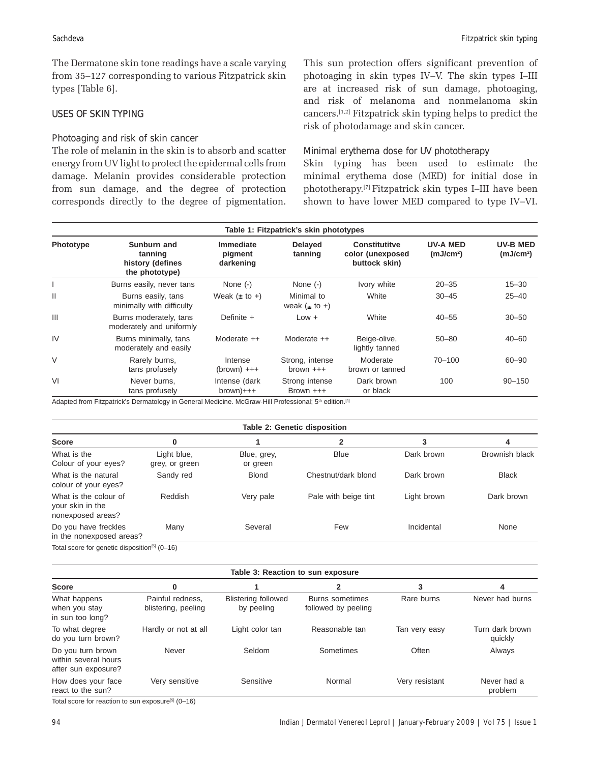The Dermatone skin tone readings have a scale varying from 35–127 corresponding to various Fitzpatrick skin types [Table 6].

## USES OF SKIN TYPING

### Photoaging and risk of skin cancer

The role of melanin in the skin is to absorb and scatter energy from UV light to protect the epidermal cells from damage. Melanin provides considerable protection from sun damage, and the degree of protection corresponds directly to the degree of pigmentation. This sun protection offers significant prevention of photoaging in skin types IV–V. The skin types I–III are at increased risk of sun damage, photoaging, and risk of melanoma and nonmelanoma skin cancers.[1,2] Fitzpatrick skin typing helps to predict the risk of photodamage and skin cancer.

### Minimal erythema dose for UV phototherapy

Skin typing has been used to estimate the minimal erythema dose (MED) for initial dose in phototherapy.[7] Fitzpatrick skin types I–III have been shown to have lower MED compared to type IV–VI.

**Table 1: Fitzpatrick's skin phototypes**

| Phototype | Sunburn and tanning history (defines the phototype) | Immediate pigment darkening | Delayed tanning | Constitutitve color (unexposed buttock skin) | UV-A MED ($mJ/cm^2$) | UV-B MED ($mJ/cm^2$) |
|---|---|---|---|---|---|---|
| I | Burns easily, never tans | None (-) | None (-) | Ivory white | 20–35 | 15–30 |
| II | Burns easily, tans minimally with difficulty | Weak (± to +) | Minimal to weak (± to +) | White | 30–45 | 25–40 |
| III | Burns moderately, tans moderately and uniformly | Definite + | Low + | White | 40–55 | 30–50 |
| IV | Burns minimally, tans moderately and easily | Moderate ++ | Moderate ++ | Beige-olive, lightly tanned | 50–80 | 40–60 |
| V | Rarely burns, tans profusely | Intense (brown) +++ | Strong, intense brown +++ | Moderate brown or tanned | 70–100 | 60–90 |
| VI | Never burns, tans profusely | Intense (dark brown)+++ | Strong intense Brown +++ | Dark brown or black | 100 | 90–150 |

Adapted from Fitzpatrick's Dermatology in General Medicine. McGraw-Hill Professional; 5th edition.[4]

**Table 2: Genetic disposition**

| Score | 0 | 1 | 2 | 3 | 4 |
|---|---|---|---|---|---|
| What is the Colour of your eyes? | Light blue, grey, or green | Blue, grey, or green | Blue | Dark brown | Brownish black |
| What is the natural colour of your eyes? | Sandy red | Blond | Chestnut/dark blond | Dark brown | Black |
| What is the colour of your skin in the nonexposed areas? | Reddish | Very pale | Pale with beige tint | Light brown | Dark brown |
| Do you have freckles in the nonexposed areas? | Many | Several | Few | Incidental | None |

Total score for genetic disposition[5] (0–16)

**Table 3: Reaction to sun exposure**

| Score | 0 | 1 | 2 | 3 | 4 |
|---|---|---|---|---|---|
| What happens when you stay in sun too long? | Painful redness, blistering, peeling | Blistering followed by peeling | Burns sometimes followed by peeling | Rare burns | Never had burns |
| To what degree do you turn brown? | Hardly or not at all | Light color tan | Reasonable tan | Tan very easy | Turn dark brown quickly |
| Do you turn brown within several hours after sun exposure? | Never | Seldom | Sometimes | Often | Always |
| How does your face react to the sun? | Very sensitive | Sensitive | Normal | Very resistant | Never had a problem |

Total score for reaction to sun exposure[5] (0–16)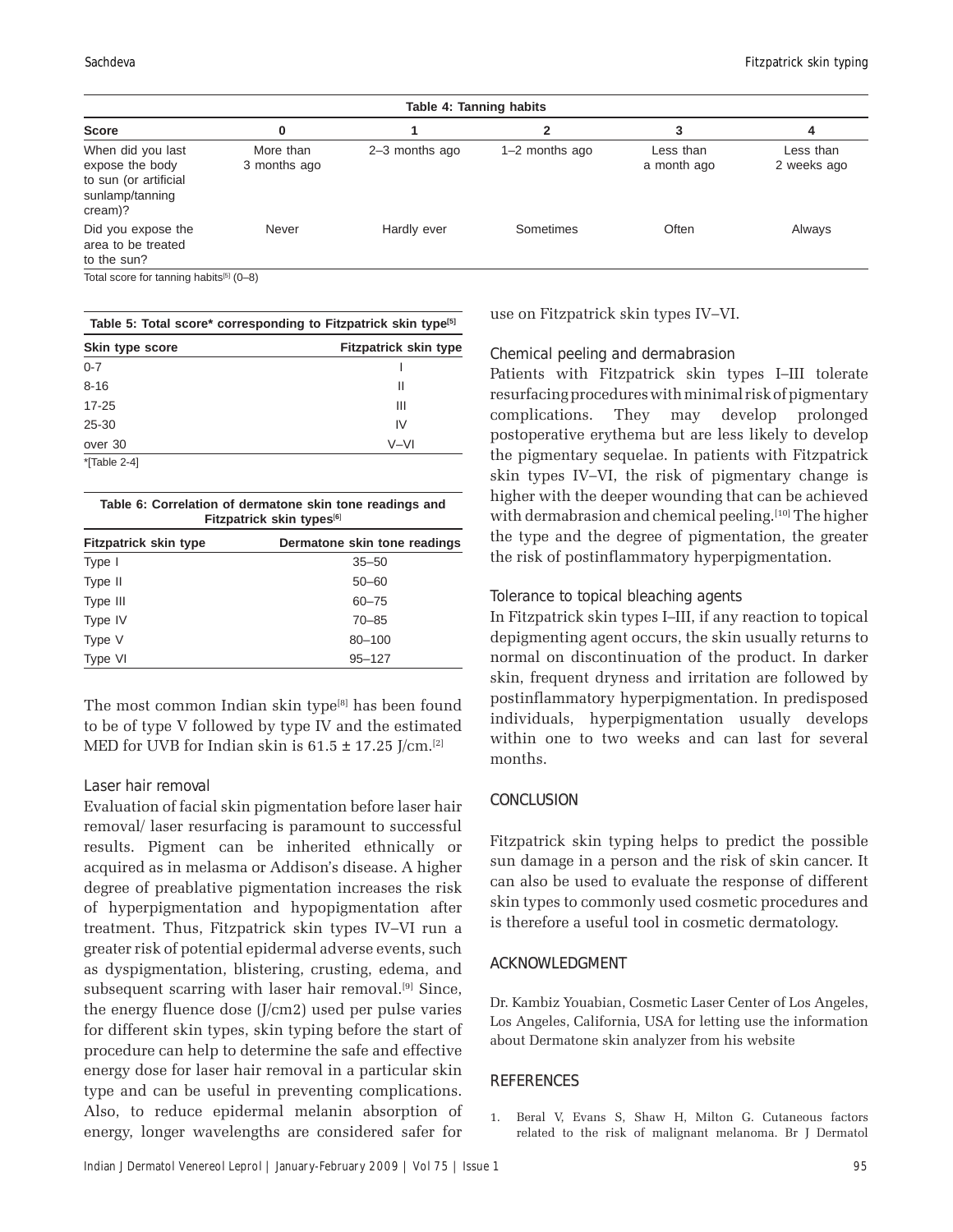| Table 4: Tanning habits | | | | | |
|---|---|---|---|---|---|
| **Score** | **0** | **1** | **2** | **3** | **4** |
| When did you last expose the body to sun (or artificial sunlamp/tanning cream)? | More than 3 months ago | 2–3 months ago | 1–2 months ago | Less than a month ago | Less than 2 weeks ago |
| Did you expose the area to be treated to the sun? | Never | Hardly ever | Sometimes | Often | Always |

Total score for tanning habits[5] (0–8)

**Table 5: Total score* corresponding to Fitzpatrick skin type[5]**

| Skin type score | Fitzpatrick skin type |
|---|---|
| 0-7 | I |
| 8-16 | II |
| 17-25 | III |
| 25-30 | IV |
| over 30 | V–VI |

*[Table 2-4]

**Table 6: Correlation of dermatone skin tone readings and Fitzpatrick skin types[6]**

| Fitzpatrick skin type | Dermatone skin tone readings |
|---|---|
| Type I | 35–50 |
| Type II | 50–60 |
| Type III | 60–75 |
| Type IV | 70–85 |
| Type V | 80–100 |
| Type VI | 95–127 |

The most common Indian skin type[8] has been found to be of type V followed by type IV and the estimated MED for UVB for Indian skin is 61.5 ± 17.25 J/cm.[2]

### Laser hair removal

Evaluation of facial skin pigmentation before laser hair removal/ laser resurfacing is paramount to successful results. Pigment can be inherited ethnically or acquired as in melasma or Addison's disease. A higher degree of preablative pigmentation increases the risk of hyperpigmentation and hypopigmentation after treatment. Thus, Fitzpatrick skin types IV–VI run a greater risk of potential epidermal adverse events, such as dyspigmentation, blistering, crusting, edema, and subsequent scarring with laser hair removal.[9] Since, the energy fluence dose (J/cm2) used per pulse varies for different skin types, skin typing before the start of procedure can help to determine the safe and effective energy dose for laser hair removal in a particular skin type and can be useful in preventing complications. Also, to reduce epidermal melanin absorption of energy, longer wavelengths are considered safer for use on Fitzpatrick skin types IV–VI.

### Chemical peeling and dermabrasion

Patients with Fitzpatrick skin types I–III tolerate resurfacing procedures with minimal risk of pigmentary complications. They may develop prolonged postoperative erythema but are less likely to develop the pigmentary sequelae. In patients with Fitzpatrick skin types IV–VI, the risk of pigmentary change is higher with the deeper wounding that can be achieved with dermabrasion and chemical peeling.[10] The higher the type and the degree of pigmentation, the greater the risk of postinflammatory hyperpigmentation.

### Tolerance to topical bleaching agents

In Fitzpatrick skin types I–III, if any reaction to topical depigmenting agent occurs, the skin usually returns to normal on discontinuation of the product. In darker skin, frequent dryness and irritation are followed by postinflammatory hyperpigmentation. In predisposed individuals, hyperpigmentation usually develops within one to two weeks and can last for several months.

## CONCLUSION

Fitzpatrick skin typing helps to predict the possible sun damage in a person and the risk of skin cancer. It can also be used to evaluate the response of different skin types to commonly used cosmetic procedures and is therefore a useful tool in cosmetic dermatology.

## ACKNOWLEDGMENT

Dr. Kambiz Youabian, Cosmetic Laser Center of Los Angeles, Los Angeles, California, USA for letting use the information about Dermatone skin analyzer from his website

## REFERENCES

1. Beral V, Evans S, Shaw H, Milton G. Cutaneous factors related to the risk of malignant melanoma. Br J Dermatol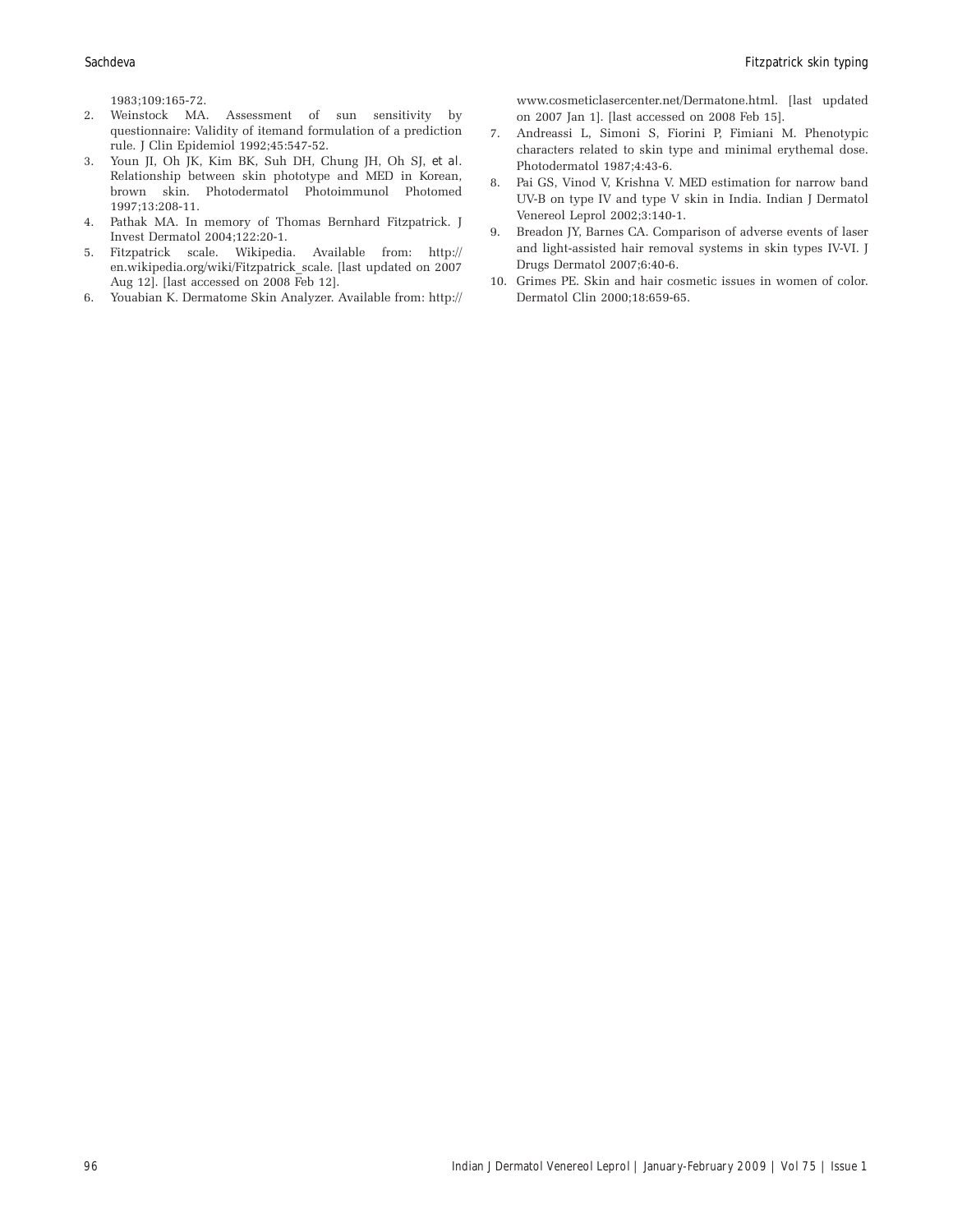1983;109:165-72.

2. Weinstock MA. Assessment of sun sensitivity by questionnaire: Validity of itemand formulation of a prediction rule. J Clin Epidemiol 1992;45:547-52.
3. Youn JI, Oh JK, Kim BK, Suh DH, Chung JH, Oh SJ, *et al*. Relationship between skin phototype and MED in Korean, brown skin. Photodermatol Photoimmunol Photomed 1997;13:208-11.
4. Pathak MA. In memory of Thomas Bernhard Fitzpatrick. J Invest Dermatol 2004;122:20-1.
5. Fitzpatrick scale. Wikipedia. Available from: http://en.wikipedia.org/wiki/Fitzpatrick_scale. [last updated on 2007 Aug 12]. [last accessed on 2008 Feb 12].
6. Youabian K. Dermatome Skin Analyzer. Available from: http://www.cosmeticlasercenter.net/Dermatone.html. [last updated on 2007 Jan 1]. [last accessed on 2008 Feb 15].
7. Andreassi L, Simoni S, Fiorini P, Fimiani M. Phenotypic characters related to skin type and minimal erythemal dose. Photodermatol 1987;4:43-6.
8. Pai GS, Vinod V, Krishna V. MED estimation for narrow band UV-B on type IV and type V skin in India. Indian J Dermatol Venereol Leprol 2002;3:140-1.
9. Breadon JY, Barnes CA. Comparison of adverse events of laser and light-assisted hair removal systems in skin types IV-VI. J Drugs Dermatol 2007;6:40-6.
10. Grimes PE. Skin and hair cosmetic issues in women of color. Dermatol Clin 2000;18:659-65.